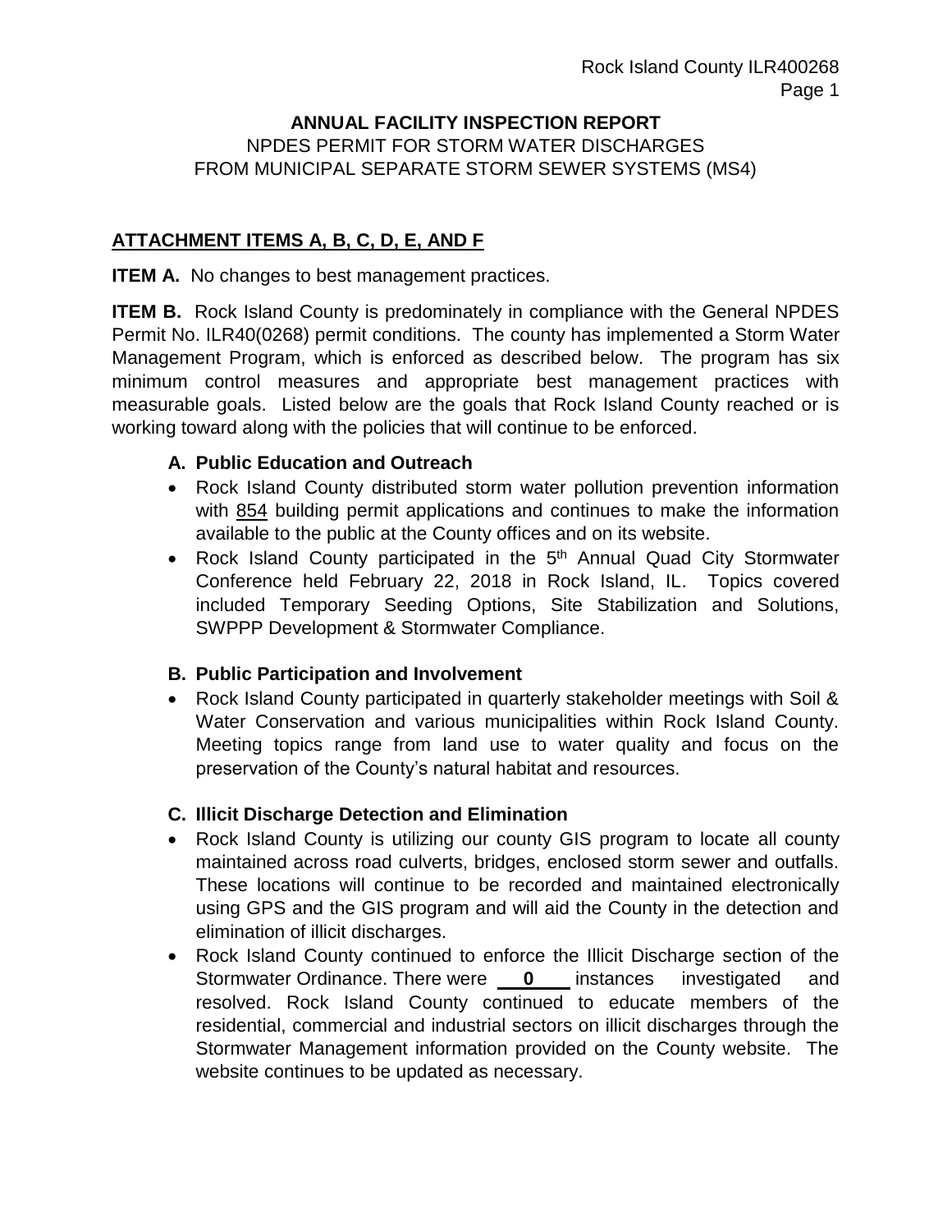# ANNUAL FACILITY INSPECTION REPORT

NPDES PERMIT FOR STORM WATER DISCHARGES
FROM MUNICIPAL SEPARATE STORM SEWER SYSTEMS (MS4)

## ATTACHMENT ITEMS A, B, C, D, E, AND F

**ITEM A.** No changes to best management practices.

**ITEM B.** Rock Island County is predominately in compliance with the General NPDES Permit No. ILR40(0268) permit conditions. The county has implemented a Storm Water Management Program, which is enforced as described below. The program has six minimum control measures and appropriate best management practices with measurable goals. Listed below are the goals that Rock Island County reached or is working toward along with the policies that will continue to be enforced.

### A. Public Education and Outreach

- Rock Island County distributed storm water pollution prevention information with 854 building permit applications and continues to make the information available to the public at the County offices and on its website.
- Rock Island County participated in the 5th Annual Quad City Stormwater Conference held February 22, 2018 in Rock Island, IL. Topics covered included Temporary Seeding Options, Site Stabilization and Solutions, SWPPP Development & Stormwater Compliance.

### B. Public Participation and Involvement

- Rock Island County participated in quarterly stakeholder meetings with Soil & Water Conservation and various municipalities within Rock Island County. Meeting topics range from land use to water quality and focus on the preservation of the County's natural habitat and resources.

### C. Illicit Discharge Detection and Elimination

- Rock Island County is utilizing our county GIS program to locate all county maintained across road culverts, bridges, enclosed storm sewer and outfalls. These locations will continue to be recorded and maintained electronically using GPS and the GIS program and will aid the County in the detection and elimination of illicit discharges.
- Rock Island County continued to enforce the Illicit Discharge section of the Stormwater Ordinance. There were **0** instances investigated and resolved. Rock Island County continued to educate members of the residential, commercial and industrial sectors on illicit discharges through the Stormwater Management information provided on the County website. The website continues to be updated as necessary.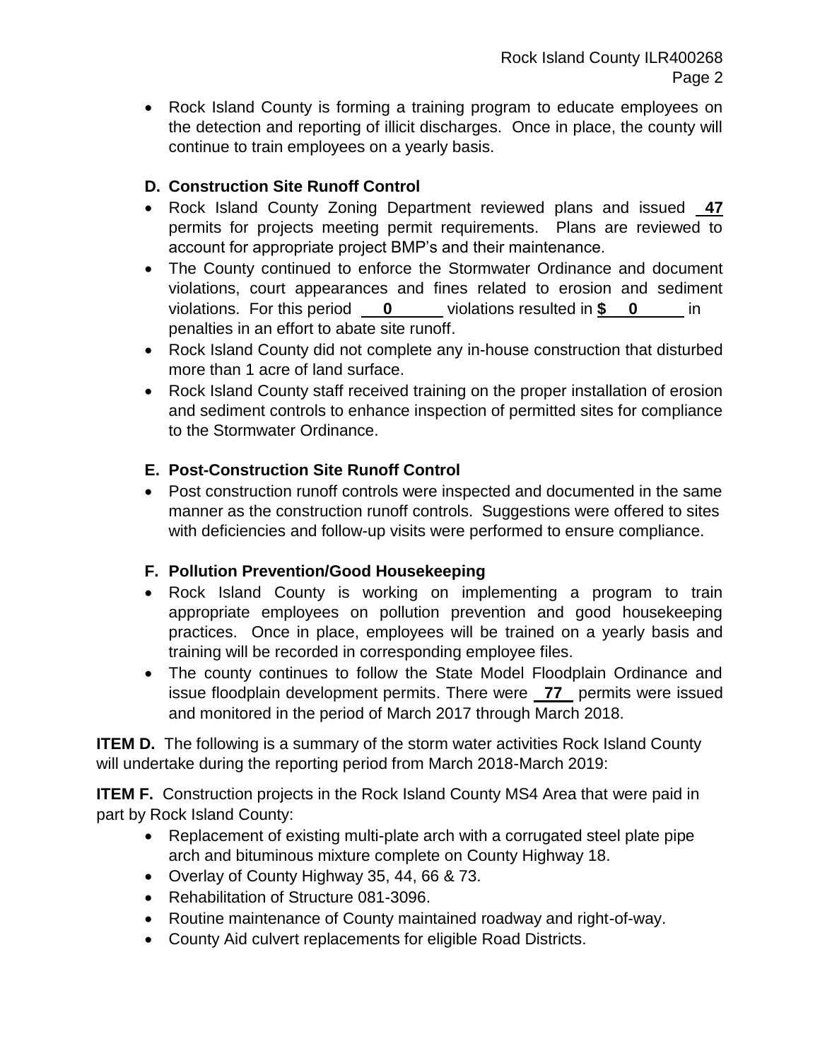- Rock Island County is forming a training program to educate employees on the detection and reporting of illicit discharges. Once in place, the county will continue to train employees on a yearly basis.

### D. Construction Site Runoff Control

- Rock Island County Zoning Department reviewed plans and issued **47** permits for projects meeting permit requirements. Plans are reviewed to account for appropriate project BMP's and their maintenance.
- The County continued to enforce the Stormwater Ordinance and document violations, court appearances and fines related to erosion and sediment violations. For this period **0** violations resulted in **$ 0** in penalties in an effort to abate site runoff.
- Rock Island County did not complete any in-house construction that disturbed more than 1 acre of land surface.
- Rock Island County staff received training on the proper installation of erosion and sediment controls to enhance inspection of permitted sites for compliance to the Stormwater Ordinance.

### E. Post-Construction Site Runoff Control

- Post construction runoff controls were inspected and documented in the same manner as the construction runoff controls. Suggestions were offered to sites with deficiencies and follow-up visits were performed to ensure compliance.

### F. Pollution Prevention/Good Housekeeping

- Rock Island County is working on implementing a program to train appropriate employees on pollution prevention and good housekeeping practices. Once in place, employees will be trained on a yearly basis and training will be recorded in corresponding employee files.
- The county continues to follow the State Model Floodplain Ordinance and issue floodplain development permits. There were **77** permits were issued and monitored in the period of March 2017 through March 2018.

**ITEM D.** The following is a summary of the storm water activities Rock Island County will undertake during the reporting period from March 2018-March 2019:

**ITEM F.** Construction projects in the Rock Island County MS4 Area that were paid in part by Rock Island County:

- Replacement of existing multi-plate arch with a corrugated steel plate pipe arch and bituminous mixture complete on County Highway 18.
- Overlay of County Highway 35, 44, 66 & 73.
- Rehabilitation of Structure 081-3096.
- Routine maintenance of County maintained roadway and right-of-way.
- County Aid culvert replacements for eligible Road Districts.